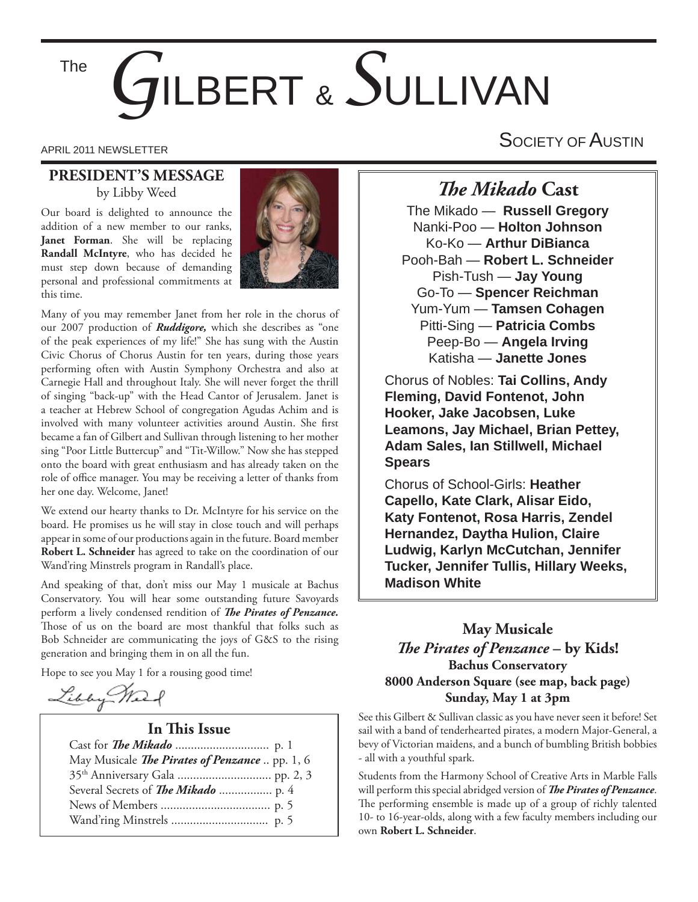# The Gilbert & Sullivan Society of Austin

APRIL 2011 NEWSLETTER

## PRESIDENT'S MESSAGE

by Libby Weed

Our board is delighted to announce the addition of a new member to our ranks, **Janet Forman**. She will be replacing **Randall McIntyre**, who has decided he must step down because of demanding personal and professional commitments at this time.

Many of you may remember Janet from her role in the chorus of our 2007 production of ***Ruddigore,*** which she describes as "one of the peak experiences of my life!" She has sung with the Austin Civic Chorus of Chorus Austin for ten years, during those years performing often with Austin Symphony Orchestra and also at Carnegie Hall and throughout Italy. She will never forget the thrill of singing "back-up" with the Head Cantor of Jerusalem. Janet is a teacher at Hebrew School of congregation Agudas Achim and is involved with many volunteer activities around Austin. She first became a fan of Gilbert and Sullivan through listening to her mother sing "Poor Little Buttercup" and "Tit-Willow." Now she has stepped onto the board with great enthusiasm and has already taken on the role of office manager. You may be receiving a letter of thanks from her one day. Welcome, Janet!

We extend our hearty thanks to Dr. McIntyre for his service on the board. He promises us he will stay in close touch and will perhaps appear in some of our productions again in the future. Board member **Robert L. Schneider** has agreed to take on the coordination of our Wand'ring Minstrels program in Randall's place.

And speaking of that, don't miss our May 1 musicale at Bachus Conservatory. You will hear some outstanding future Savoyards perform a lively condensed rendition of ***The Pirates of Penzance.*** Those of us on the board are most thankful that folks such as Bob Schneider are communicating the joys of G&S to the rising generation and bringing them in on all the fun.

Hope to see you May 1 for a rousing good time!

Libby Weed

### In This Issue

- Cast for ***The Mikado*** .............................. p. 1
- May Musicale ***The Pirates of Penzance*** .. pp. 1, 6
- 35th Anniversary Gala .............................. pp. 2, 3
- Several Secrets of ***The Mikado*** ................. p. 4
- News of Members .................................. p. 5
- Wand'ring Minstrels .............................. p. 5

## *The Mikado* Cast

The Mikado — **Russell Gregory**
Nanki-Poo — **Holton Johnson**
Ko-Ko — **Arthur DiBianca**
Pooh-Bah — **Robert L. Schneider**
Pish-Tush — **Jay Young**
Go-To — **Spencer Reichman**
Yum-Yum — **Tamsen Cohagen**
Pitti-Sing — **Patricia Combs**
Peep-Bo — **Angela Irving**
Katisha — **Janette Jones**

Chorus of Nobles: **Tai Collins, Andy Fleming, David Fontenot, John Hooker, Jake Jacobsen, Luke Leamons, Jay Michael, Brian Pettey, Adam Sales, Ian Stillwell, Michael Spears**

Chorus of School-Girls: **Heather Capello, Kate Clark, Alisar Eido, Katy Fontenot, Rosa Harris, Zendel Hernandez, Daytha Hulion, Claire Ludwig, Karlyn McCutchan, Jennifer Tucker, Jennifer Tullis, Hillary Weeks, Madison White**

## May Musicale
## *The Pirates of Penzance* – by Kids!

**Bachus Conservatory**
**8000 Anderson Square (see map, back page)**
**Sunday, May 1 at 3pm**

See this Gilbert & Sullivan classic as you have never seen it before! Set sail with a band of tenderhearted pirates, a modern Major-General, a bevy of Victorian maidens, and a bunch of bumbling British bobbies - all with a youthful spark.

Students from the Harmony School of Creative Arts in Marble Falls will perform this special abridged version of ***The Pirates of Penzance***. The performing ensemble is made up of a group of richly talented 10- to 16-year-olds, along with a few faculty members including our own **Robert L. Schneider**.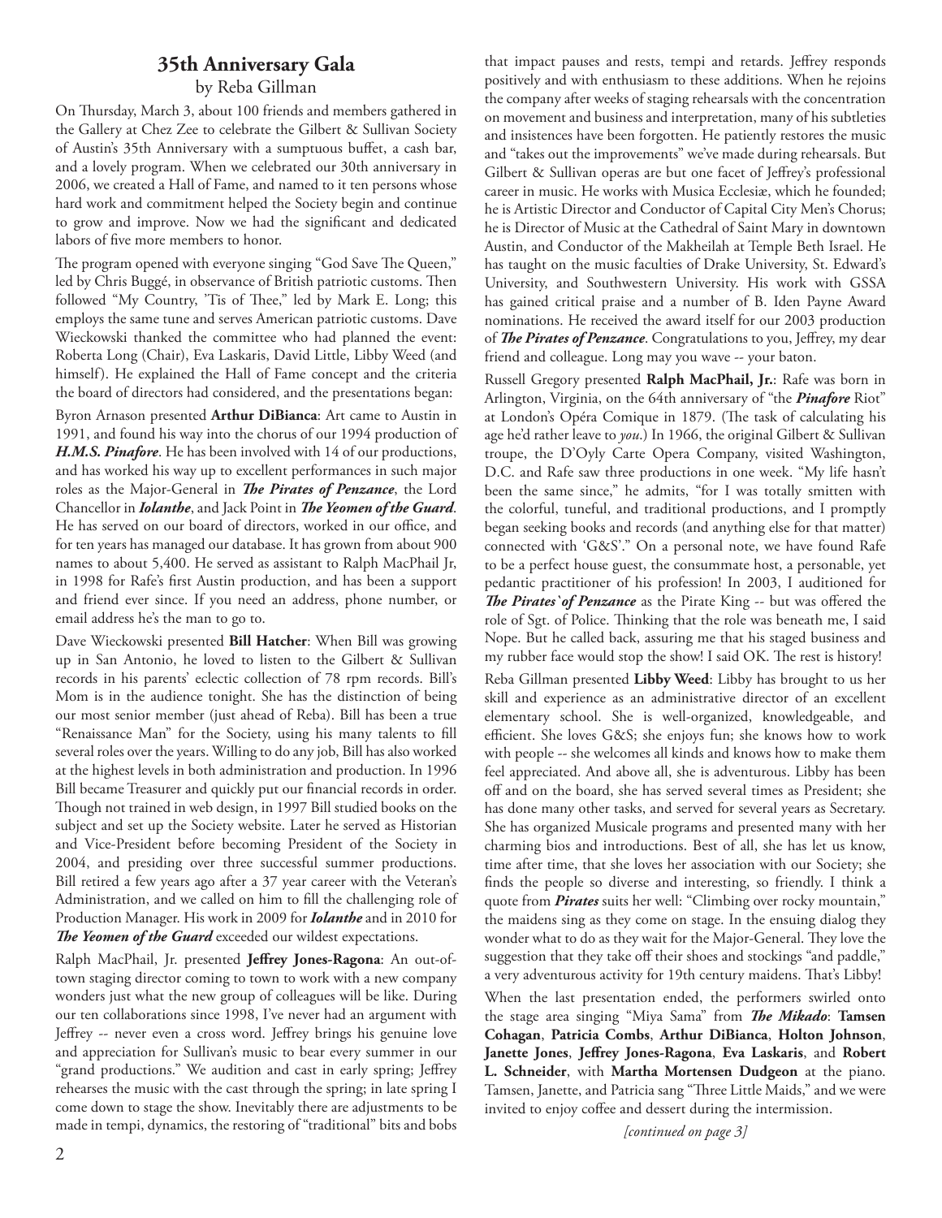## 35th Anniversary Gala

by Reba Gillman

On Thursday, March 3, about 100 friends and members gathered in the Gallery at Chez Zee to celebrate the Gilbert & Sullivan Society of Austin's 35th Anniversary with a sumptuous buffet, a cash bar, and a lovely program. When we celebrated our 30th anniversary in 2006, we created a Hall of Fame, and named to it ten persons whose hard work and commitment helped the Society begin and continue to grow and improve. Now we had the significant and dedicated labors of five more members to honor.

The program opened with everyone singing "God Save The Queen," led by Chris Buggé, in observance of British patriotic customs. Then followed "My Country, 'Tis of Thee," led by Mark E. Long; this employs the same tune and serves American patriotic customs. Dave Wieckowski thanked the committee who had planned the event: Roberta Long (Chair), Eva Laskaris, David Little, Libby Weed (and himself). He explained the Hall of Fame concept and the criteria the board of directors had considered, and the presentations began:

Byron Arnason presented **Arthur DiBianca**: Art came to Austin in 1991, and found his way into the chorus of our 1994 production of ***H.M.S. Pinafore***. He has been involved with 14 of our productions, and has worked his way up to excellent performances in such major roles as the Major-General in ***The Pirates of Penzance***, the Lord Chancellor in ***Iolanthe***, and Jack Point in ***The Yeomen of the Guard***. He has served on our board of directors, worked in our office, and for ten years has managed our database. It has grown from about 900 names to about 5,400. He served as assistant to Ralph MacPhail Jr, in 1998 for Rafe's first Austin production, and has been a support and friend ever since. If you need an address, phone number, or email address he's the man to go to.

Dave Wieckowski presented **Bill Hatcher**: When Bill was growing up in San Antonio, he loved to listen to the Gilbert & Sullivan records in his parents' eclectic collection of 78 rpm records. Bill's Mom is in the audience tonight. She has the distinction of being our most senior member (just ahead of Reba). Bill has been a true "Renaissance Man" for the Society, using his many talents to fill several roles over the years. Willing to do any job, Bill has also worked at the highest levels in both administration and production. In 1996 Bill became Treasurer and quickly put our financial records in order. Though not trained in web design, in 1997 Bill studied books on the subject and set up the Society website. Later he served as Historian and Vice-President before becoming President of the Society in 2004, and presiding over three successful summer productions. Bill retired a few years ago after a 37 year career with the Veteran's Administration, and we called on him to fill the challenging role of Production Manager. His work in 2009 for ***Iolanthe*** and in 2010 for ***The Yeomen of the Guard*** exceeded our wildest expectations.

Ralph MacPhail, Jr. presented **Jeffrey Jones-Ragona**: An out-of-town staging director coming to town to work with a new company wonders just what the new group of colleagues will be like. During our ten collaborations since 1998, I've never had an argument with Jeffrey -- never even a cross word. Jeffrey brings his genuine love and appreciation for Sullivan's music to bear every summer in our "grand productions." We audition and cast in early spring; Jeffrey rehearses the music with the cast through the spring; in late spring I come down to stage the show. Inevitably there are adjustments to be made in tempi, dynamics, the restoring of "traditional" bits and bobs that impact pauses and rests, tempi and retards. Jeffrey responds positively and with enthusiasm to these additions. When he rejoins the company after weeks of staging rehearsals with the concentration on movement and business and interpretation, many of his subtleties and insistences have been forgotten. He patiently restores the music and "takes out the improvements" we've made during rehearsals. But Gilbert & Sullivan operas are but one facet of Jeffrey's professional career in music. He works with Musica Ecclesiæ, which he founded; he is Artistic Director and Conductor of Capital City Men's Chorus; he is Director of Music at the Cathedral of Saint Mary in downtown Austin, and Conductor of the Makheilah at Temple Beth Israel. He has taught on the music faculties of Drake University, St. Edward's University, and Southwestern University. His work with GSSA has gained critical praise and a number of B. Iden Payne Award nominations. He received the award itself for our 2003 production of ***The Pirates of Penzance***. Congratulations to you, Jeffrey, my dear friend and colleague. Long may you wave -- your baton.

Russell Gregory presented **Ralph MacPhail, Jr.**: Rafe was born in Arlington, Virginia, on the 64th anniversary of "the ***Pinafore*** Riot" at London's Opéra Comique in 1879. (The task of calculating his age he'd rather leave to *you*.) In 1966, the original Gilbert & Sullivan troupe, the D'Oyly Carte Opera Company, visited Washington, D.C. and Rafe saw three productions in one week. "My life hasn't been the same since," he admits, "for I was totally smitten with the colorful, tuneful, and traditional productions, and I promptly began seeking books and records (and anything else for that matter) connected with 'G&S'." On a personal note, we have found Rafe to be a perfect house guest, the consummate host, a personable, yet pedantic practitioner of his profession! In 2003, I auditioned for ***The Pirates`of Penzance*** as the Pirate King -- but was offered the role of Sgt. of Police. Thinking that the role was beneath me, I said Nope. But he called back, assuring me that his staged business and my rubber face would stop the show! I said OK. The rest is history!

Reba Gillman presented **Libby Weed**: Libby has brought to us her skill and experience as an administrative director of an excellent elementary school. She is well-organized, knowledgeable, and efficient. She loves G&S; she enjoys fun; she knows how to work with people -- she welcomes all kinds and knows how to make them feel appreciated. And above all, she is adventurous. Libby has been off and on the board, she has served several times as President; she has done many other tasks, and served for several years as Secretary. She has organized Musicale programs and presented many with her charming bios and introductions. Best of all, she has let us know, time after time, that she loves her association with our Society; she finds the people so diverse and interesting, so friendly. I think a quote from ***Pirates*** suits her well: "Climbing over rocky mountain," the maidens sing as they come on stage. In the ensuing dialog they wonder what to do as they wait for the Major-General. They love the suggestion that they take off their shoes and stockings "and paddle," a very adventurous activity for 19th century maidens. That's Libby!

When the last presentation ended, the performers swirled onto the stage area singing "Miya Sama" from ***The Mikado***: **Tamsen Cohagan**, **Patricia Combs**, **Arthur DiBianca**, **Holton Johnson**, **Janette Jones**, **Jeffrey Jones-Ragona**, **Eva Laskaris**, and **Robert L. Schneider**, with **Martha Mortensen Dudgeon** at the piano. Tamsen, Janette, and Patricia sang "Three Little Maids," and we were invited to enjoy coffee and dessert during the intermission.

*[continued on page 3]*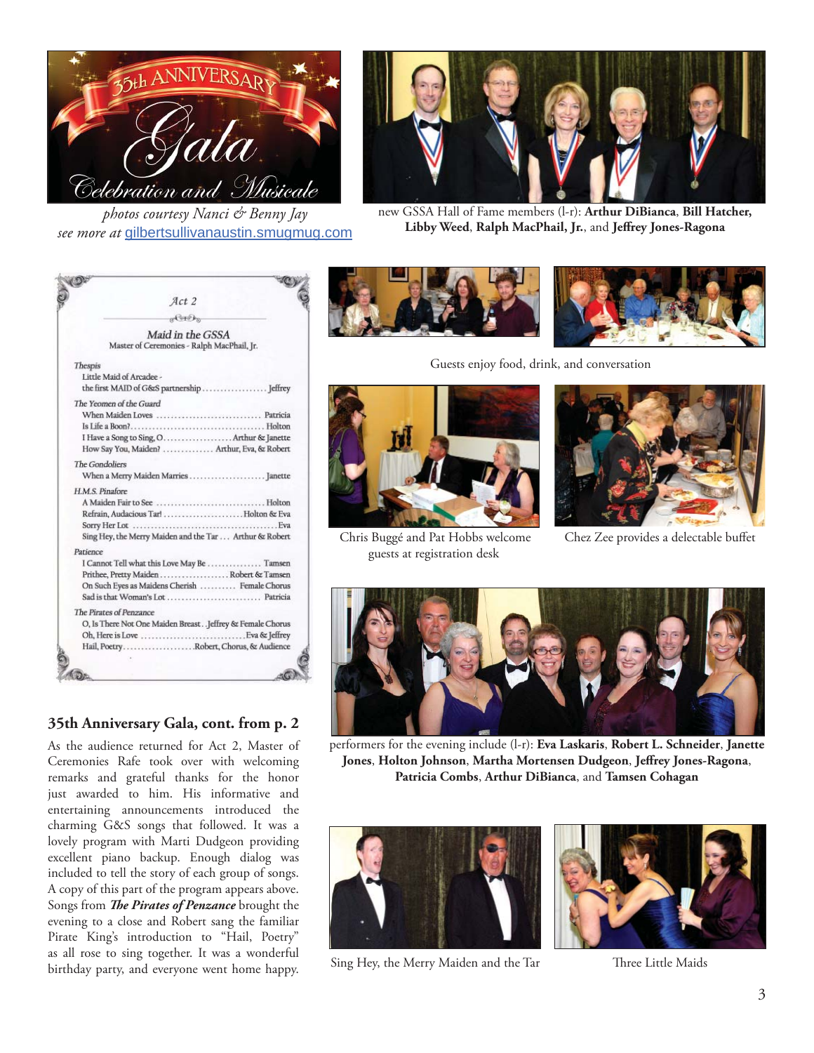35th ANNIVERSARY Gala Celebration and Musicale

*photos courtesy Nanci & Benny Jay*
*see more at* gilbertsullivanaustin.smugmug.com

new GSSA Hall of Fame members (l-r): **Arthur DiBianca**, **Bill Hatcher, Libby Weed**, **Ralph MacPhail, Jr.**, and **Jeffrey Jones-Ragona**

*Act 2*

*Maid in the GSSA*
Master of Ceremonies - Ralph MacPhail, Jr.

*Thespis*
Little Maid of Arcadee - the first MAID of G&S partnership .................. Jeffrey

*The Yeomen of the Guard*
When Maiden Loves .................. Patricia
Is Life a Boon? .................. Holton
I Have a Song to Sing, O .................. Arthur & Janette
How Say You, Maiden? .................. Arthur, Eva, & Robert

*The Gondoliers*
When a Merry Maiden Marries .................. Janette

*H.M.S. Pinafore*
A Maiden Fair to See .................. Holton
Refrain, Audacious Tar! .................. Holton & Eva
Sorry Her Lot .................. Eva
Sing Hey, the Merry Maiden and the Tar ... Arthur & Robert

*Patience*
I Cannot Tell what this Love May Be .................. Tamsen
Prithee, Pretty Maiden .................. Robert & Tamsen
On Such Eyes as Maidens Cherish .................. Female Chorus
Sad is that Woman's Lot .................. Patricia

*The Pirates of Penzance*
O, Is There Not One Maiden Breast . . Jeffrey & Female Chorus
Oh, Here is Love .................. Eva & Jeffrey
Hail, Poetry .................. Robert, Chorus, & Audience

Guests enjoy food, drink, and conversation

Chris Buggé and Pat Hobbs welcome guests at registration desk

Chez Zee provides a delectable buffet

## 35th Anniversary Gala, cont. from p. 2

As the audience returned for Act 2, Master of Ceremonies Rafe took over with welcoming remarks and grateful thanks for the honor just awarded to him. His informative and entertaining announcements introduced the charming G&S songs that followed. It was a lovely program with Marti Dudgeon providing excellent piano backup. Enough dialog was included to tell the story of each group of songs. A copy of this part of the program appears above. Songs from ***The Pirates of Penzance*** brought the evening to a close and Robert sang the familiar Pirate King's introduction to "Hail, Poetry" as all rose to sing together. It was a wonderful birthday party, and everyone went home happy.

performers for the evening include (l-r): **Eva Laskaris**, **Robert L. Schneider**, **Janette Jones**, **Holton Johnson**, **Martha Mortensen Dudgeon**, **Jeffrey Jones-Ragona**, **Patricia Combs**, **Arthur DiBianca**, and **Tamsen Cohagan**

Sing Hey, the Merry Maiden and the Tar

Three Little Maids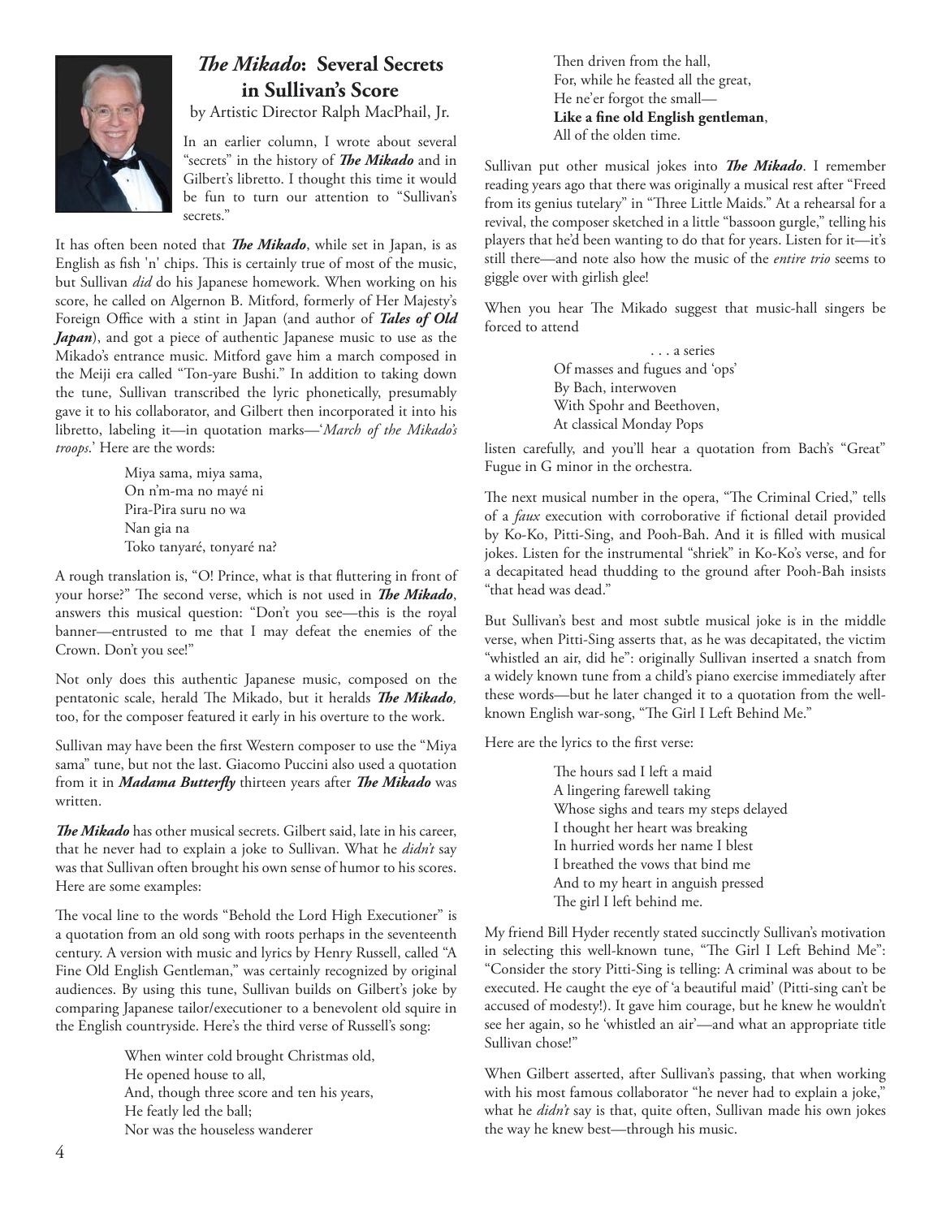## *The Mikado*: Several Secrets in Sullivan's Score

by Artistic Director Ralph MacPhail, Jr.

In an earlier column, I wrote about several "secrets" in the history of ***The Mikado*** and in Gilbert's libretto. I thought this time it would be fun to turn our attention to "Sullivan's secrets."

It has often been noted that ***The Mikado***, while set in Japan, is as English as fish 'n' chips. This is certainly true of most of the music, but Sullivan *did* do his Japanese homework. When working on his score, he called on Algernon B. Mitford, formerly of Her Majesty's Foreign Office with a stint in Japan (and author of ***Tales of Old Japan***), and got a piece of authentic Japanese music to use as the Mikado's entrance music. Mitford gave him a march composed in the Meiji era called "Ton-yare Bushi." In addition to taking down the tune, Sullivan transcribed the lyric phonetically, presumably gave it to his collaborator, and Gilbert then incorporated it into his libretto, labeling it—in quotation marks—'*March of the Mikado's troops*.' Here are the words:

> Miya sama, miya sama,
> On n'm-ma no mayé ni
> Pira-Pira suru no wa
> Nan gia na
> Toko tanyaré, tonyaré na?

A rough translation is, "O! Prince, what is that fluttering in front of your horse?" The second verse, which is not used in ***The Mikado***, answers this musical question: "Don't you see—this is the royal banner—entrusted to me that I may defeat the enemies of the Crown. Don't you see!"

Not only does this authentic Japanese music, composed on the pentatonic scale, herald The Mikado, but it heralds ***The Mikado***, too, for the composer featured it early in his overture to the work.

Sullivan may have been the first Western composer to use the "Miya sama" tune, but not the last. Giacomo Puccini also used a quotation from it in ***Madama Butterfly*** thirteen years after ***The Mikado*** was written.

***The Mikado*** has other musical secrets. Gilbert said, late in his career, that he never had to explain a joke to Sullivan. What he *didn't* say was that Sullivan often brought his own sense of humor to his scores. Here are some examples:

The vocal line to the words "Behold the Lord High Executioner" is a quotation from an old song with roots perhaps in the seventeenth century. A version with music and lyrics by Henry Russell, called "A Fine Old English Gentleman," was certainly recognized by original audiences. By using this tune, Sullivan builds on Gilbert's joke by comparing Japanese tailor/executioner to a benevolent old squire in the English countryside. Here's the third verse of Russell's song:

> When winter cold brought Christmas old,
> He opened house to all,
> And, though three score and ten his years,
> He featly led the ball;
> Nor was the houseless wanderer
> Then driven from the hall,
> For, while he feasted all the great,
> He ne'er forgot the small—
> **Like a fine old English gentleman**,
> All of the olden time.

Sullivan put other musical jokes into ***The Mikado***. I remember reading years ago that there was originally a musical rest after "Freed from its genius tutelary" in "Three Little Maids." At a rehearsal for a revival, the composer sketched in a little "bassoon gurgle," telling his players that he'd been wanting to do that for years. Listen for it—it's still there—and note also how the music of the *entire trio* seems to giggle over with girlish glee!

When you hear The Mikado suggest that music-hall singers be forced to attend

> . . . a series
> Of masses and fugues and 'ops'
> By Bach, interwoven
> With Spohr and Beethoven,
> At classical Monday Pops

listen carefully, and you'll hear a quotation from Bach's "Great" Fugue in G minor in the orchestra.

The next musical number in the opera, "The Criminal Cried," tells of a *faux* execution with corroborative if fictional detail provided by Ko-Ko, Pitti-Sing, and Pooh-Bah. And it is filled with musical jokes. Listen for the instrumental "shriek" in Ko-Ko's verse, and for a decapitated head thudding to the ground after Pooh-Bah insists "that head was dead."

But Sullivan's best and most subtle musical joke is in the middle verse, when Pitti-Sing asserts that, as he was decapitated, the victim "whistled an air, did he": originally Sullivan inserted a snatch from a widely known tune from a child's piano exercise immediately after these words—but he later changed it to a quotation from the well-known English war-song, "The Girl I Left Behind Me."

Here are the lyrics to the first verse:

> The hours sad I left a maid
> A lingering farewell taking
> Whose sighs and tears my steps delayed
> I thought her heart was breaking
> In hurried words her name I blest
> I breathed the vows that bind me
> And to my heart in anguish pressed
> The girl I left behind me.

My friend Bill Hyder recently stated succinctly Sullivan's motivation in selecting this well-known tune, "The Girl I Left Behind Me": "Consider the story Pitti-Sing is telling: A criminal was about to be executed. He caught the eye of 'a beautiful maid' (Pitti-sing can't be accused of modesty!). It gave him courage, but he knew he wouldn't see her again, so he 'whistled an air'—and what an appropriate title Sullivan chose!"

When Gilbert asserted, after Sullivan's passing, that when working with his most famous collaborator "he never had to explain a joke," what he *didn't* say is that, quite often, Sullivan made his own jokes the way he knew best—through his music.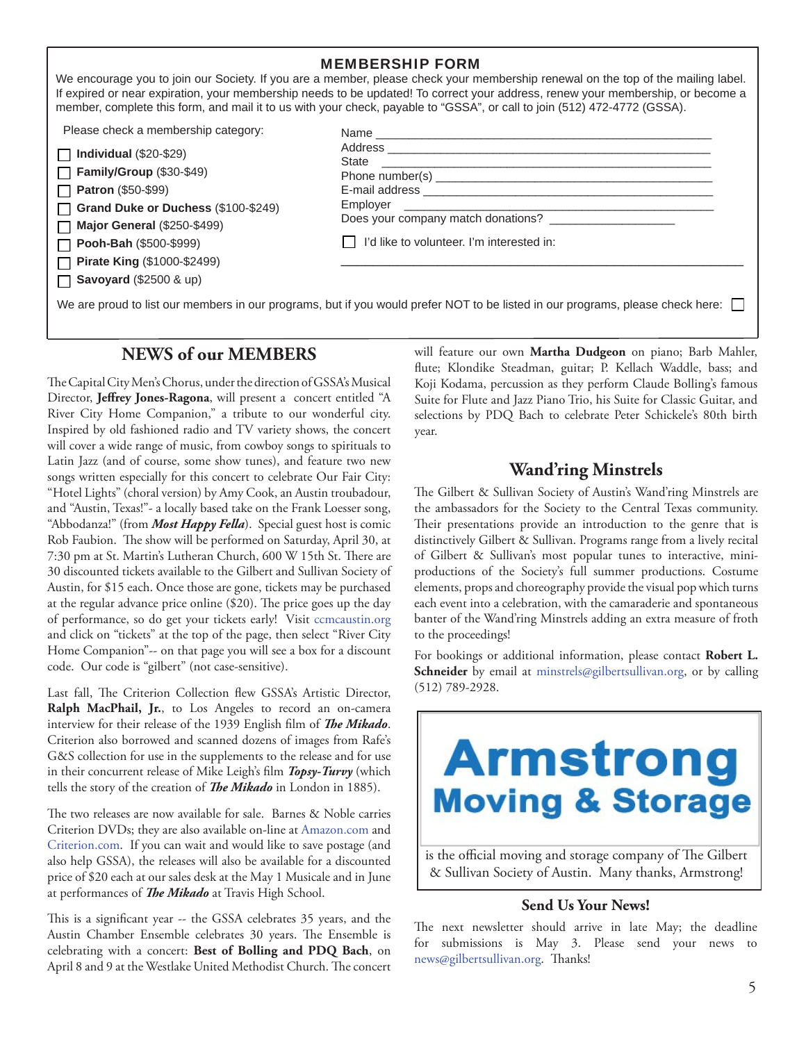## MEMBERSHIP FORM

We encourage you to join our Society. If you are a member, please check your membership renewal on the top of the mailing label. If expired or near expiration, your membership needs to be updated! To correct your address, renew your membership, or become a member, complete this form, and mail it to us with your check, payable to "GSSA", or call to join (512) 472-4772 (GSSA).

Please check a membership category:

- ☐ **Individual** ($20-$29)
- ☐ **Family/Group** ($30-$49)
- ☐ **Patron** ($50-$99)
- ☐ **Grand Duke or Duchess** ($100-$249)
- ☐ **Major General** ($250-$499)
- ☐ **Pooh-Bah** ($500-$999)
- ☐ **Pirate King** ($1000-$2499)
- ☐ **Savoyard** ($2500 & up)

Name ______________________________

Address ______________________________

State ______________________________

Phone number(s) ______________________________

E-mail address ______________________________

Employer ______________________________

Does your company match donations? ______________

☐ I'd like to volunteer. I'm interested in:

______________________________

We are proud to list our members in our programs, but if you would prefer NOT to be listed in our programs, please check here: ☐

## NEWS of our MEMBERS

The Capital City Men's Chorus, under the direction of GSSA's Musical Director, **Jeffrey Jones-Ragona**, will present a concert entitled "A River City Home Companion," a tribute to our wonderful city. Inspired by old fashioned radio and TV variety shows, the concert will cover a wide range of music, from cowboy songs to spirituals to Latin Jazz (and of course, some show tunes), and feature two new songs written especially for this concert to celebrate Our Fair City: "Hotel Lights" (choral version) by Amy Cook, an Austin troubadour, and "Austin, Texas!"- a locally based take on the Frank Loesser song, "Abbodanza!" (from ***Most Happy Fella***). Special guest host is comic Rob Faubion. The show will be performed on Saturday, April 30, at 7:30 pm at St. Martin's Lutheran Church, 600 W 15th St. There are 30 discounted tickets available to the Gilbert and Sullivan Society of Austin, for $15 each. Once those are gone, tickets may be purchased at the regular advance price online ($20). The price goes up the day of performance, so do get your tickets early! Visit ccmcaustin.org and click on "tickets" at the top of the page, then select "River City Home Companion"-- on that page you will see a box for a discount code. Our code is "gilbert" (not case-sensitive).

Last fall, The Criterion Collection flew GSSA's Artistic Director, **Ralph MacPhail, Jr.**, to Los Angeles to record an on-camera interview for their release of the 1939 English film of ***The Mikado***. Criterion also borrowed and scanned dozens of images from Rafe's G&S collection for use in the supplements to the release and for use in their concurrent release of Mike Leigh's film ***Topsy-Turvy*** (which tells the story of the creation of ***The Mikado*** in London in 1885).

The two releases are now available for sale. Barnes & Noble carries Criterion DVDs; they are also available on-line at Amazon.com and Criterion.com. If you can wait and would like to save postage (and also help GSSA), the releases will also be available for a discounted price of $20 each at our sales desk at the May 1 Musicale and in June at performances of ***The Mikado*** at Travis High School.

This is a significant year -- the GSSA celebrates 35 years, and the Austin Chamber Ensemble celebrates 30 years. The Ensemble is celebrating with a concert: **Best of Bolling and PDQ Bach**, on April 8 and 9 at the Westlake United Methodist Church. The concert will feature our own **Martha Dudgeon** on piano; Barb Mahler, flute; Klondike Steadman, guitar; P. Kellach Waddle, bass; and Koji Kodama, percussion as they perform Claude Bolling's famous Suite for Flute and Jazz Piano Trio, his Suite for Classic Guitar, and selections by PDQ Bach to celebrate Peter Schickele's 80th birth year.

## Wand'ring Minstrels

The Gilbert & Sullivan Society of Austin's Wand'ring Minstrels are the ambassadors for the Society to the Central Texas community. Their presentations provide an introduction to the genre that is distinctively Gilbert & Sullivan. Programs range from a lively recital of Gilbert & Sullivan's most popular tunes to interactive, mini-productions of the Society's full summer productions. Costume elements, props and choreography provide the visual pop which turns each event into a celebration, with the camaraderie and spontaneous banter of the Wand'ring Minstrels adding an extra measure of froth to the proceedings!

For bookings or additional information, please contact **Robert L. Schneider** by email at minstrels@gilbertsullivan.org, or by calling (512) 789-2928.

**Armstrong Moving & Storage**

is the official moving and storage company of The Gilbert & Sullivan Society of Austin. Many thanks, Armstrong!

### Send Us Your News!

The next newsletter should arrive in late May; the deadline for submissions is May 3. Please send your news to news@gilbertsullivan.org. Thanks!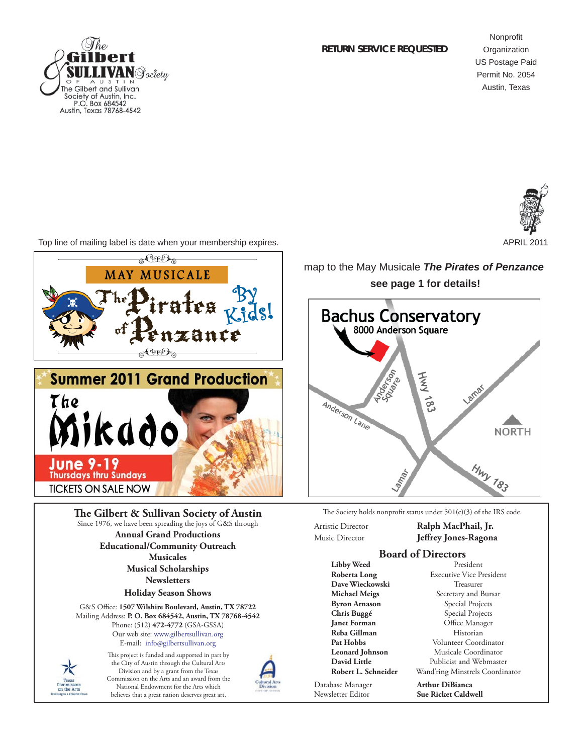The Gilbert and Sullivan Society of Austin, Inc.
P.O. Box 684542
Austin, Texas 78768-4542

**RETURN SERVICE REQUESTED**

Nonprofit Organization
US Postage Paid
Permit No. 2054
Austin, Texas

Top line of mailing label is date when your membership expires.

APRIL 2011

MAY MUSICALE

The Pirates of Penzance By Kids!

Summer 2011 Grand Production

The Mikado

June 9-19
Thursdays thru Sundays

TICKETS ON SALE NOW

map to the May Musicale ***The Pirates of Penzance***

**see page 1 for details!**

Bachus Conservatory
8000 Anderson Square

Anderson Square
Hwy 183
Lamar
Anderson Lane
NORTH
Lamar
Hwy 183

## The Gilbert & Sullivan Society of Austin

Since 1976, we have been spreading the joys of G&S through

**Annual Grand Productions**
**Educational/Community Outreach**
**Musicales**
**Musical Scholarships**
**Newsletters**
**Holiday Season Shows**

G&S Office: **1507 Wilshire Boulevard, Austin, TX 78722**
Mailing Address: **P. O. Box 684542, Austin, TX 78768-4542**
Phone: (512) **472-4772** (GSA-GSSA)
Our web site: www.gilbertsullivan.org
E-mail: info@gilbertsullivan.org

This project is funded and supported in part by the City of Austin through the Cultural Arts Division and by a grant from the Texas Commission on the Arts and an award from the National Endowment for the Arts which believes that a great nation deserves great art.

The Society holds nonprofit status under 501(c)(3) of the IRS code.

| | |
|---|---|
| Artistic Director | **Ralph MacPhail, Jr.** |
| Music Director | **Jeffrey Jones-Ragona** |

### Board of Directors

| | |
|---|---|
| **Libby Weed** | President |
| **Roberta Long** | Executive Vice President |
| **Dave Wieckowski** | Treasurer |
| **Michael Meigs** | Secretary and Bursar |
| **Byron Arnason** | Special Projects |
| **Chris Buggé** | Special Projects |
| **Janet Forman** | Office Manager |
| **Reba Gillman** | Historian |
| **Pat Hobbs** | Volunteer Coordinator |
| **Leonard Johnson** | Musicale Coordinator |
| **David Little** | Publicist and Webmaster |
| **Robert L. Schneider** | Wand'ring Minstrels Coordinator |

| | |
|---|---|
| Database Manager | **Arthur DiBianca** |
| Newsletter Editor | **Sue Ricket Caldwell** |